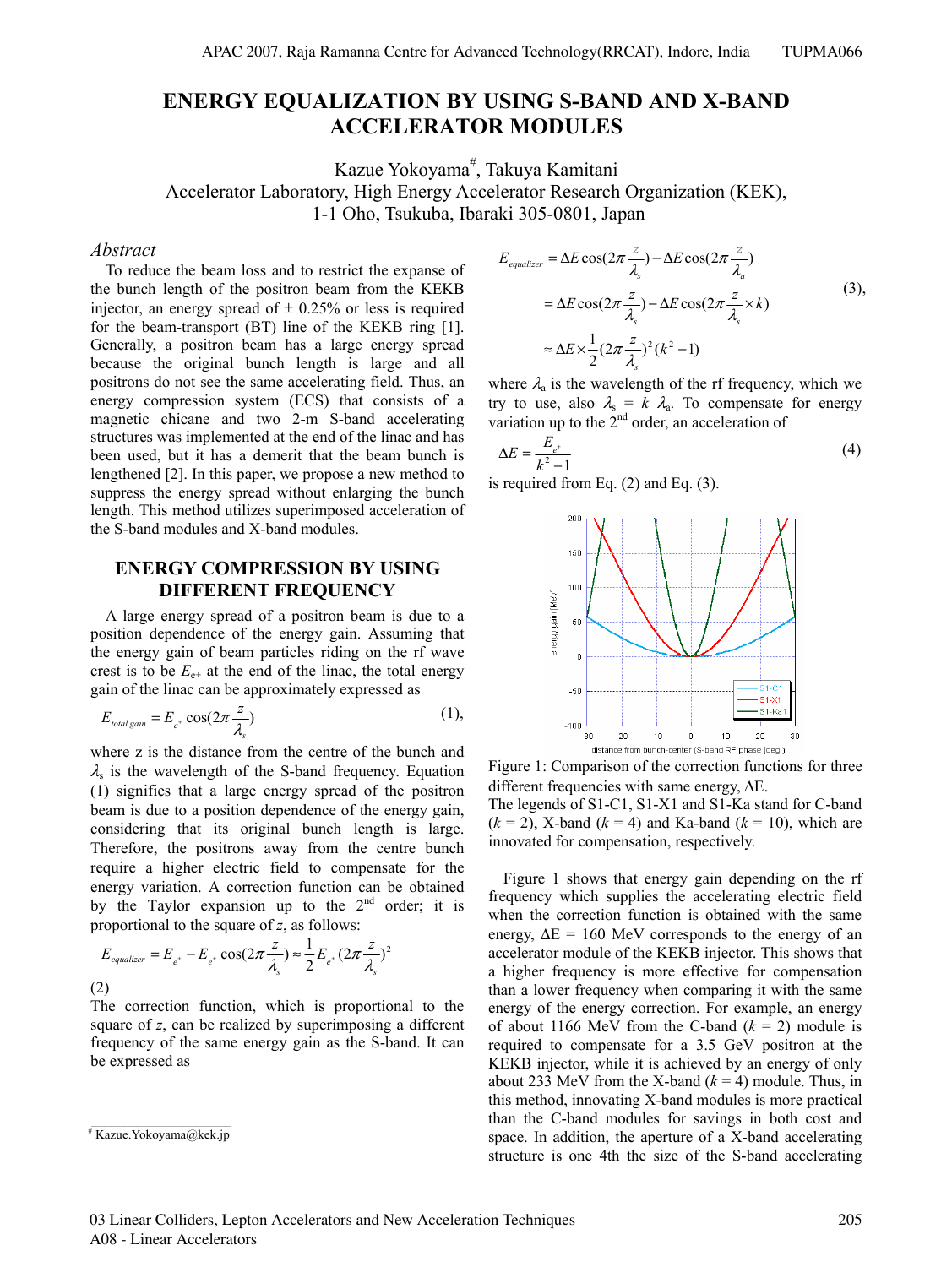# ENERGY EQUALIZATION BY USING S-BAND AND X-BAND ACCELERATOR MODULES

Kazue Yokoyama[#], Takuya Kamitani
Accelerator Laboratory, High Energy Accelerator Research Organization (KEK),
1-1 Oho, Tsukuba, Ibaraki 305-0801, Japan

### *Abstract*

To reduce the beam loss and to restrict the expanse of the bunch length of the positron beam from the KEKB injector, an energy spread of ± 0.25% or less is required for the beam-transport (BT) line of the KEKB ring [1]. Generally, a positron beam has a large energy spread because the original bunch length is large and all positrons do not see the same accelerating field. Thus, an energy compression system (ECS) that consists of a magnetic chicane and two 2-m S-band accelerating structures was implemented at the end of the linac and has been used, but it has a demerit that the beam bunch is lengthened [2]. In this paper, we propose a new method to suppress the energy spread without enlarging the bunch length. This method utilizes superimposed acceleration of the S-band modules and X-band modules.

## ENERGY COMPRESSION BY USING DIFFERENT FREQUENCY

A large energy spread of a positron beam is due to a position dependence of the energy gain. Assuming that the energy gain of beam particles riding on the rf wave crest is to be $E_{e+}$ at the end of the linac, the total energy gain of the linac can be approximately expressed as

$$E_{total\,gain} = E_{e^+}\cos(2\pi\frac{z}{\lambda_s}) \quad (1),$$

where z is the distance from the centre of the bunch and $\lambda_s$ is the wavelength of the S-band frequency. Equation (1) signifies that a large energy spread of the positron beam is due to a position dependence of the energy gain, considering that its original bunch length is large. Therefore, the positrons away from the centre bunch require a higher electric field to compensate for the energy variation. A correction function can be obtained by the Taylor expansion up to the 2[nd] order; it is proportional to the square of $z$, as follows:

$$E_{equalizer} = E_{e^+} - E_{e^+}\cos(2\pi\frac{z}{\lambda_s}) \approx \frac{1}{2}E_{e^+}(2\pi\frac{z}{\lambda_s})^2 \quad (2)$$

The correction function, which is proportional to the square of $z$, can be realized by superimposing a different frequency of the same energy gain as the S-band. It can be expressed as

$$\begin{aligned} E_{equalizer} &= \Delta E\cos(2\pi\frac{z}{\lambda_s}) - \Delta E\cos(2\pi\frac{z}{\lambda_a}) \\ &= \Delta E\cos(2\pi\frac{z}{\lambda_s}) - \Delta E\cos(2\pi\frac{z}{\lambda_s}\times k) \\ &\approx \Delta E\times\frac{1}{2}(2\pi\frac{z}{\lambda_s})^2(k^2-1) \end{aligned} \quad (3),$$

where $\lambda_a$ is the wavelength of the rf frequency, which we try to use, also $\lambda_s = k\ \lambda_a$. To compensate for energy variation up to the 2[nd] order, an acceleration of

$$\Delta E = \frac{E_{e^+}}{k^2-1} \quad (4)$$

is required from Eq. (2) and Eq. (3).

Figure 1: Comparison of the correction functions for three different frequencies with same energy, ΔE.
The legends of S1-C1, S1-X1 and S1-Ka stand for C-band ($k$ = 2), X-band ($k$ = 4) and Ka-band ($k$ = 10), which are innovated for compensation, respectively.

Figure 1 shows that energy gain depending on the rf frequency which supplies the accelerating electric field when the correction function is obtained with the same energy, ΔE = 160 MeV corresponds to the energy of an accelerator module of the KEKB injector. This shows that a higher frequency is more effective for compensation than a lower frequency when comparing it with the same energy of the energy correction. For example, an energy of about 1166 MeV from the C-band ($k$ = 2) module is required to compensate for a 3.5 GeV positron at the KEKB injector, while it is achieved by an energy of only about 233 MeV from the X-band ($k$ = 4) module. Thus, in this method, innovating X-band modules is more practical than the C-band modules for savings in both cost and space. In addition, the aperture of a X-band accelerating structure is one 4th the size of the S-band accelerating

[#] Kazue.Yokoyama@kek.jp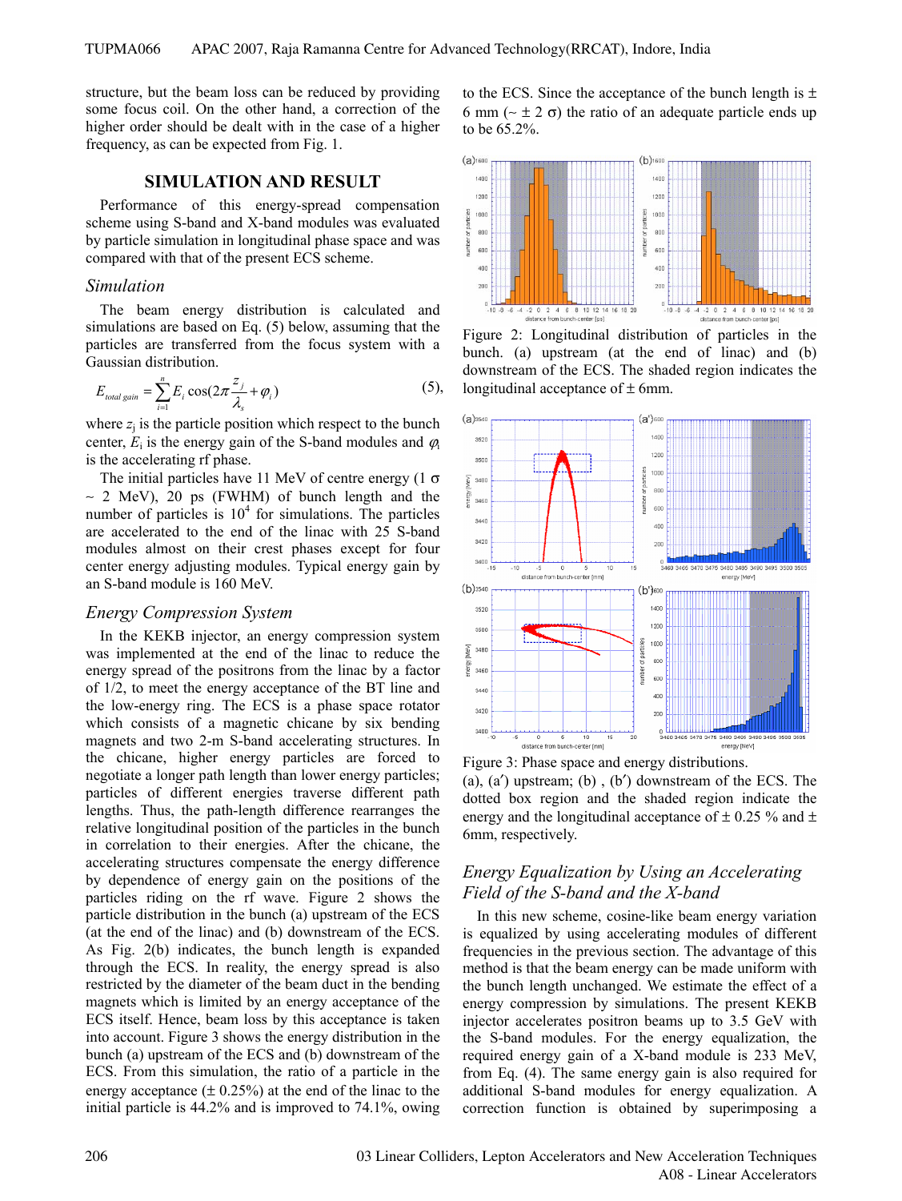structure, but the beam loss can be reduced by providing some focus coil. On the other hand, a correction of the higher order should be dealt with in the case of a higher frequency, as can be expected from Fig. 1.

## SIMULATION AND RESULT

Performance of this energy-spread compensation scheme using S-band and X-band modules was evaluated by particle simulation in longitudinal phase space and was compared with that of the present ECS scheme.

### *Simulation*

The beam energy distribution is calculated and simulations are based on Eq. (5) below, assuming that the particles are transferred from the focus system with a Gaussian distribution.

$$E_{total\ gain} = \sum_{i=1}^{n} E_i \cos(2\pi \frac{z_j}{\lambda_s} + \varphi_i) \quad (5),$$

where $z_j$ is the particle position which respect to the bunch center, $E_i$ is the energy gain of the S-band modules and $\varphi_i$ is the accelerating rf phase.

The initial particles have 11 MeV of centre energy (1 σ ~ 2 MeV), 20 ps (FWHM) of bunch length and the number of particles is $10^4$ for simulations. The particles are accelerated to the end of the linac with 25 S-band modules almost on their crest phases except for four center energy adjusting modules. Typical energy gain by an S-band module is 160 MeV.

### *Energy Compression System*

In the KEKB injector, an energy compression system was implemented at the end of the linac to reduce the energy spread of the positrons from the linac by a factor of 1/2, to meet the energy acceptance of the BT line and the low-energy ring. The ECS is a phase space rotator which consists of a magnetic chicane by six bending magnets and two 2-m S-band accelerating structures. In the chicane, higher energy particles are forced to negotiate a longer path length than lower energy particles; particles of different energies traverse different path lengths. Thus, the path-length difference rearranges the relative longitudinal position of the particles in the bunch in correlation to their energies. After the chicane, the accelerating structures compensate the energy difference by dependence of energy gain on the positions of the particles riding on the rf wave. Figure 2 shows the particle distribution in the bunch (a) upstream of the ECS (at the end of the linac) and (b) downstream of the ECS. As Fig. 2(b) indicates, the bunch length is expanded through the ECS. In reality, the energy spread is also restricted by the diameter of the beam duct in the bending magnets which is limited by an energy acceptance of the ECS itself. Hence, beam loss by this acceptance is taken into account. Figure 3 shows the energy distribution in the bunch (a) upstream of the ECS and (b) downstream of the ECS. From this simulation, the ratio of a particle in the energy acceptance (± 0.25%) at the end of the linac to the initial particle is 44.2% and is improved to 74.1%, owing to the ECS. Since the acceptance of the bunch length is ± 6 mm (~ ± 2 σ) the ratio of an adequate particle ends up to be 65.2%.

Figure 2: Longitudinal distribution of particles in the bunch. (a) upstream (at the end of linac) and (b) downstream of the ECS. The shaded region indicates the longitudinal acceptance of ± 6mm.

Figure 3: Phase space and energy distributions. (a), (a′) upstream; (b) , (b′) downstream of the ECS. The dotted box region and the shaded region indicate the energy and the longitudinal acceptance of ± 0.25 % and ± 6mm, respectively.

### *Energy Equalization by Using an Accelerating Field of the S-band and the X-band*

In this new scheme, cosine-like beam energy variation is equalized by using accelerating modules of different frequencies in the previous section. The advantage of this method is that the beam energy can be made uniform with the bunch length unchanged. We estimate the effect of a energy compression by simulations. The present KEKB injector accelerates positron beams up to 3.5 GeV with the S-band modules. For the energy equalization, the required energy gain of a X-band module is 233 MeV, from Eq. (4). The same energy gain is also required for additional S-band modules for energy equalization. A correction function is obtained by superimposing a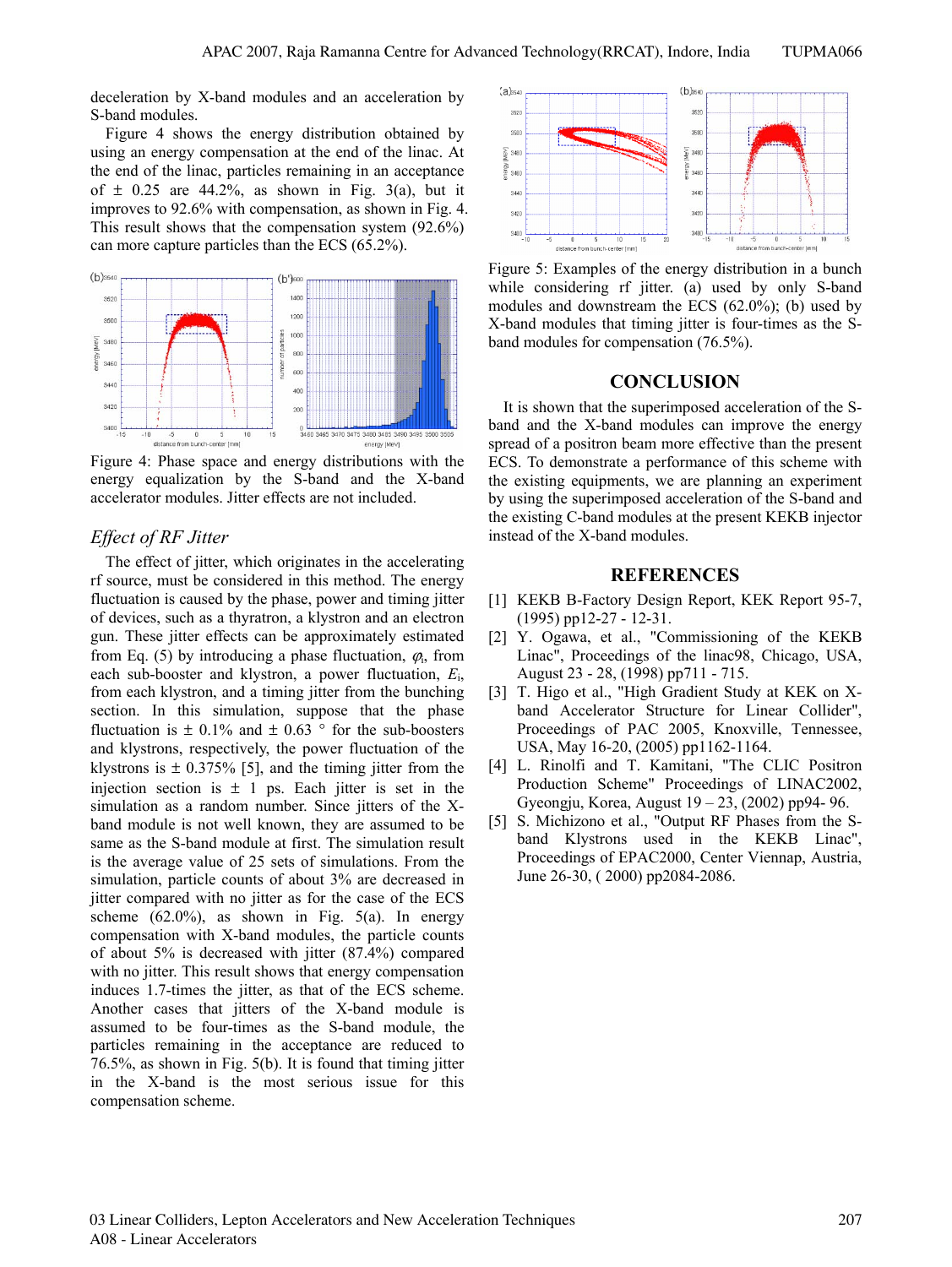deceleration by X-band modules and an acceleration by S-band modules.

Figure 4 shows the energy distribution obtained by using an energy compensation at the end of the linac. At the end of the linac, particles remaining in an acceptance of ± 0.25 are 44.2%, as shown in Fig. 3(a), but it improves to 92.6% with compensation, as shown in Fig. 4. This result shows that the compensation system (92.6%) can more capture particles than the ECS (65.2%).

Figure 4: Phase space and energy distributions with the energy equalization by the S-band and the X-band accelerator modules. Jitter effects are not included.

### *Effect of RF Jitter*

The effect of jitter, which originates in the accelerating rf source, must be considered in this method. The energy fluctuation is caused by the phase, power and timing jitter of devices, such as a thyratron, a klystron and an electron gun. These jitter effects can be approximately estimated from Eq. (5) by introducing a phase fluctuation, $\varphi_i$, from each sub-booster and klystron, a power fluctuation, $E_i$, from each klystron, and a timing jitter from the bunching section. In this simulation, suppose that the phase fluctuation is ± 0.1% and ± 0.63 ° for the sub-boosters and klystrons, respectively, the power fluctuation of the klystrons is ± 0.375% [5], and the timing jitter from the injection section is ± 1 ps. Each jitter is set in the simulation as a random number. Since jitters of the X-band module is not well known, they are assumed to be same as the S-band module at first. The simulation result is the average value of 25 sets of simulations. From the simulation, particle counts of about 3% are decreased in jitter compared with no jitter as for the case of the ECS scheme (62.0%), as shown in Fig. 5(a). In energy compensation with X-band modules, the particle counts of about 5% is decreased with jitter (87.4%) compared with no jitter. This result shows that energy compensation induces 1.7-times the jitter, as that of the ECS scheme. Another cases that jitters of the X-band module is assumed to be four-times as the S-band module, the particles remaining in the acceptance are reduced to 76.5%, as shown in Fig. 5(b). It is found that timing jitter in the X-band is the most serious issue for this compensation scheme.

Figure 5: Examples of the energy distribution in a bunch while considering rf jitter. (a) used by only S-band modules and downstream the ECS (62.0%); (b) used by X-band modules that timing jitter is four-times as the S-band modules for compensation (76.5%).

## CONCLUSION

It is shown that the superimposed acceleration of the S-band and the X-band modules can improve the energy spread of a positron beam more effective than the present ECS. To demonstrate a performance of this scheme with the existing equipments, we are planning an experiment by using the superimposed acceleration of the S-band and the existing C-band modules at the present KEKB injector instead of the X-band modules.

## REFERENCES

[1] KEKB B-Factory Design Report, KEK Report 95-7, (1995) pp12-27 - 12-31.

[2] Y. Ogawa, et al., "Commissioning of the KEKB Linac", Proceedings of the linac98, Chicago, USA, August 23 - 28, (1998) pp711 - 715.

[3] T. Higo et al., "High Gradient Study at KEK on X-band Accelerator Structure for Linear Collider", Proceedings of PAC 2005, Knoxville, Tennessee, USA, May 16-20, (2005) pp1162-1164.

[4] L. Rinolfi and T. Kamitani, "The CLIC Positron Production Scheme" Proceedings of LINAC2002, Gyeongju, Korea, August 19 – 23, (2002) pp94- 96.

[5] S. Michizono et al., "Output RF Phases from the S-band Klystrons used in the KEKB Linac", Proceedings of EPAC2000, Center Viennap, Austria, June 26-30, ( 2000) pp2084-2086.